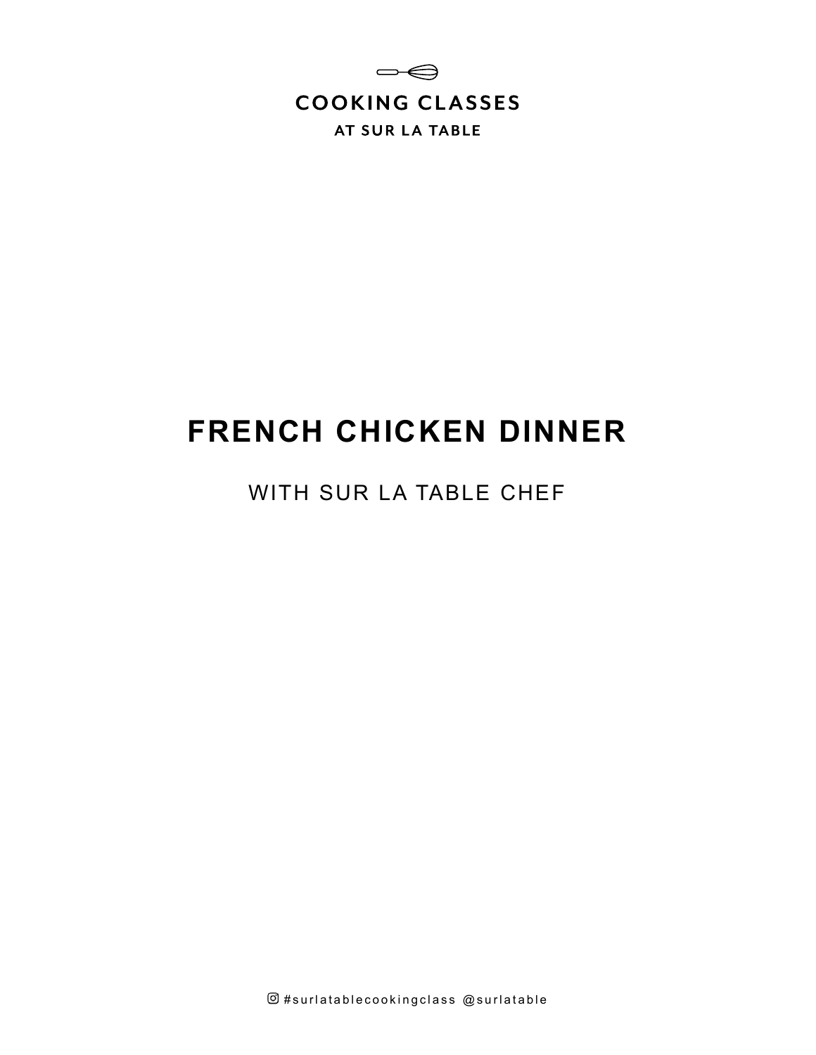COOKING CLASSES

AT SUR LA TABLE

# FRENCH CHICKEN DINNER

WITH SUR LA TABLE CHEF

#surlatablecookingclass @surlatable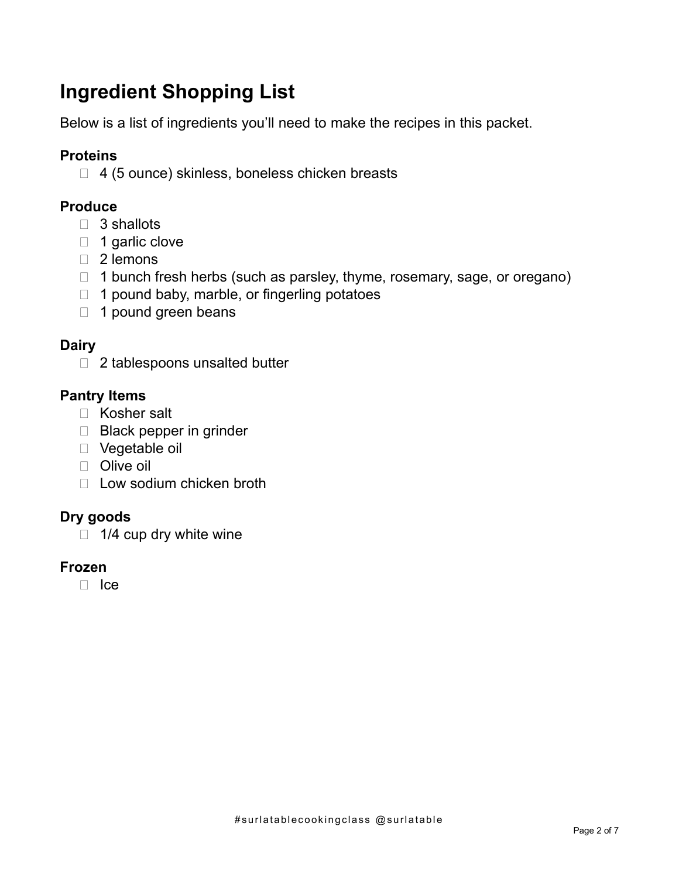# Ingredient Shopping List

Below is a list of ingredients you'll need to make the recipes in this packet.

### Proteins

- [ ] 4 (5 ounce) skinless, boneless chicken breasts

### Produce

- [ ] 3 shallots
- [ ] 1 garlic clove
- [ ] 2 lemons
- [ ] 1 bunch fresh herbs (such as parsley, thyme, rosemary, sage, or oregano)
- [ ] 1 pound baby, marble, or fingerling potatoes
- [ ] 1 pound green beans

### Dairy

- [ ] 2 tablespoons unsalted butter

### Pantry Items

- [ ] Kosher salt
- [ ] Black pepper in grinder
- [ ] Vegetable oil
- [ ] Olive oil
- [ ] Low sodium chicken broth

### Dry goods

- [ ] 1/4 cup dry white wine

### Frozen

- [ ] Ice

#surlatablecookingclass @surlatable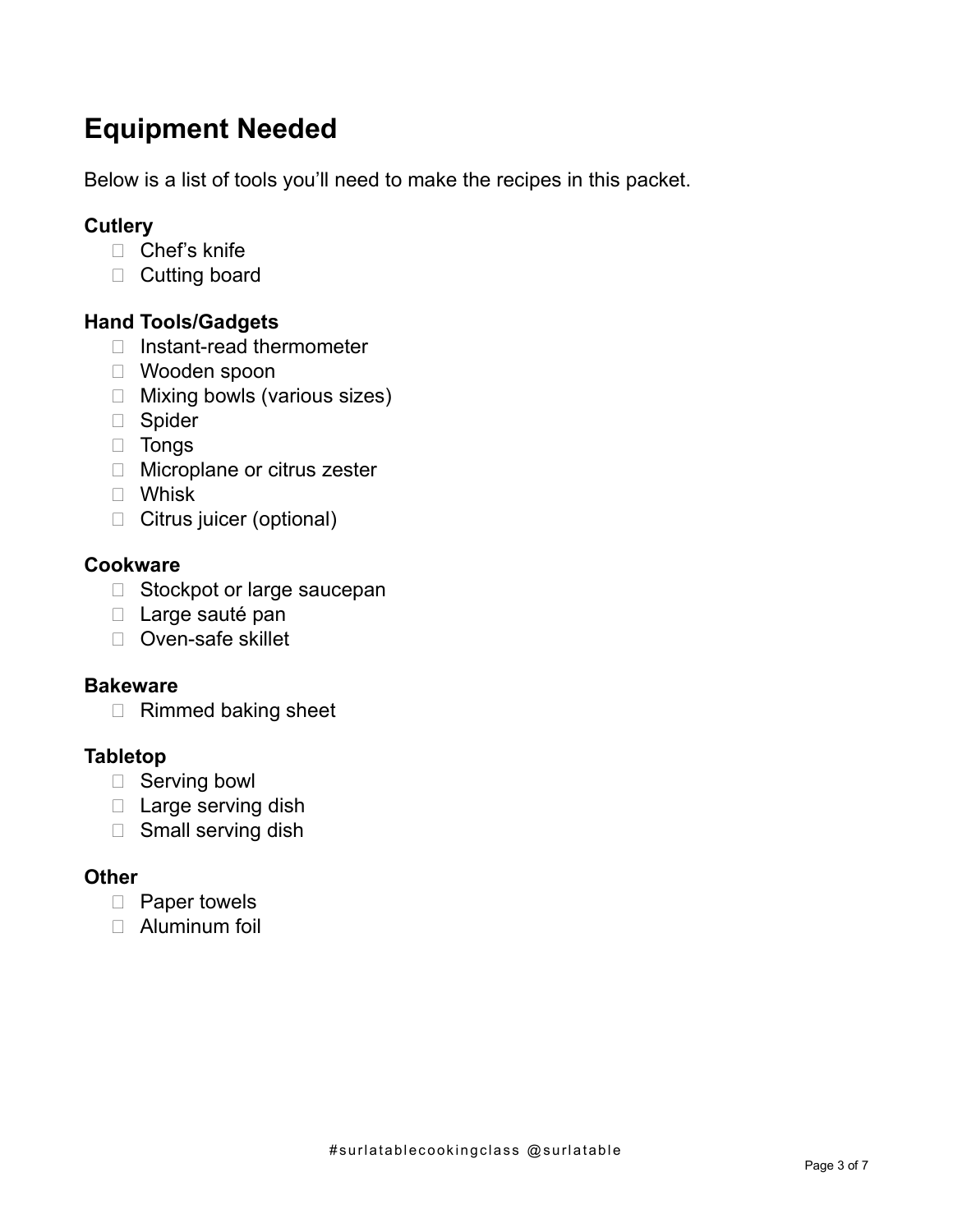# Equipment Needed

Below is a list of tools you'll need to make the recipes in this packet.

### Cutlery

- Chef's knife
- Cutting board

### Hand Tools/Gadgets

- Instant-read thermometer
- Wooden spoon
- Mixing bowls (various sizes)
- Spider
- Tongs
- Microplane or citrus zester
- Whisk
- Citrus juicer (optional)

### Cookware

- Stockpot or large saucepan
- Large sauté pan
- Oven-safe skillet

### Bakeware

- Rimmed baking sheet

### Tabletop

- Serving bowl
- Large serving dish
- Small serving dish

### Other

- Paper towels
- Aluminum foil

#surlatablecookingclass @surlatable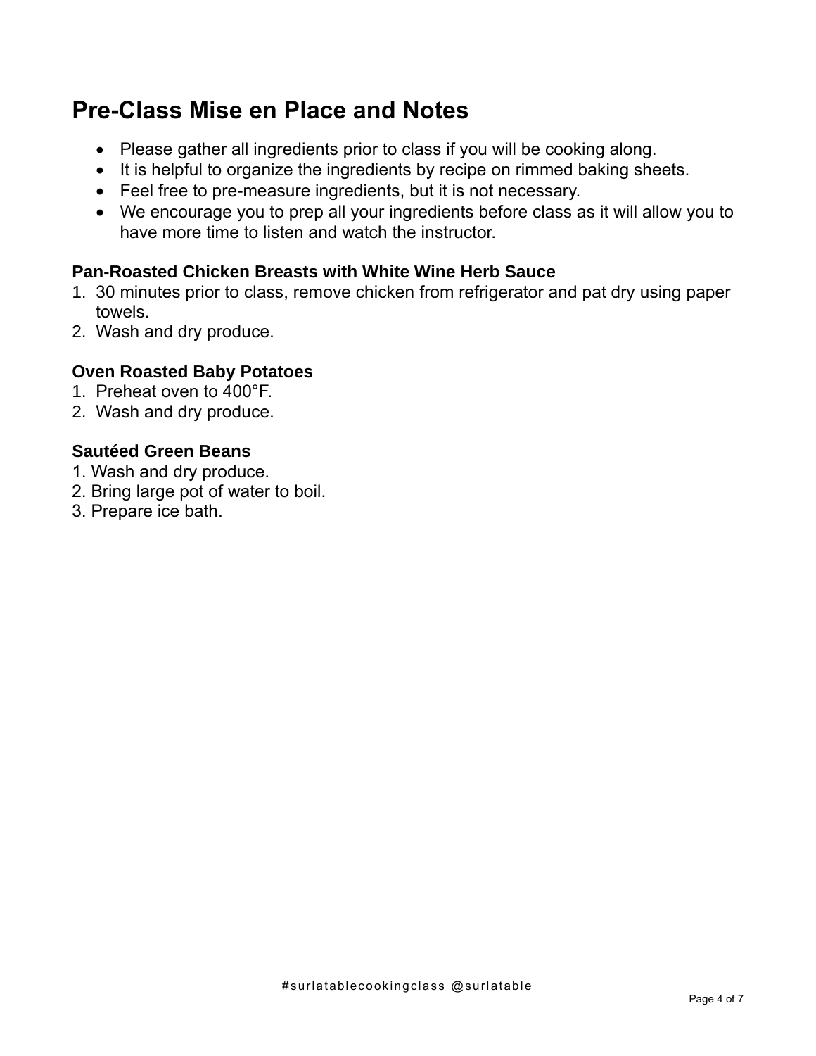## Pre-Class Mise en Place and Notes

- Please gather all ingredients prior to class if you will be cooking along.
- It is helpful to organize the ingredients by recipe on rimmed baking sheets.
- Feel free to pre-measure ingredients, but it is not necessary.
- We encourage you to prep all your ingredients before class as it will allow you to have more time to listen and watch the instructor.

### Pan-Roasted Chicken Breasts with White Wine Herb Sauce

1. 30 minutes prior to class, remove chicken from refrigerator and pat dry using paper towels.
2. Wash and dry produce.

### Oven Roasted Baby Potatoes

1. Preheat oven to 400°F.
2. Wash and dry produce.

### Sautéed Green Beans

1. Wash and dry produce.
2. Bring large pot of water to boil.
3. Prepare ice bath.

#surlatablecookingclass @surlatable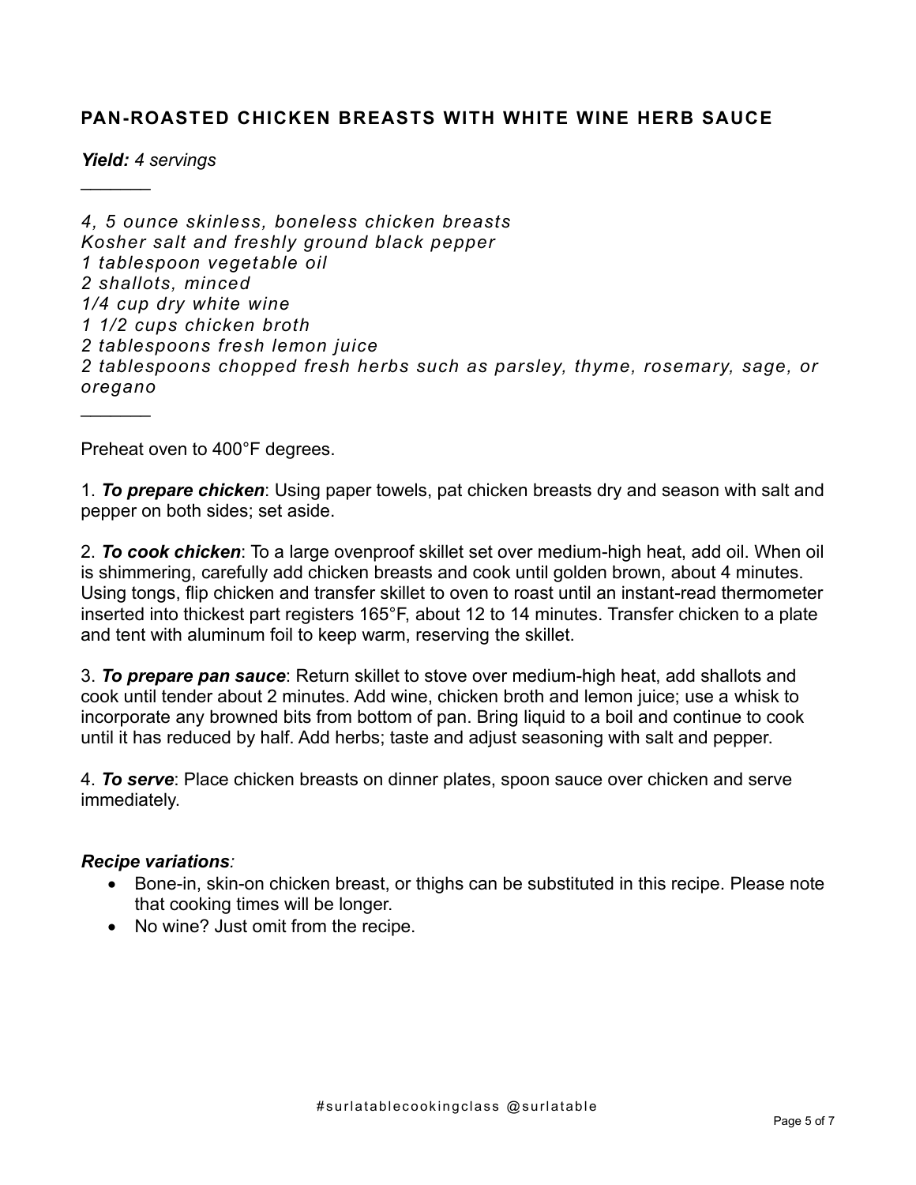## PAN-ROASTED CHICKEN BREASTS WITH WHITE WINE HERB SAUCE

***Yield:*** *4 servings*

---

*4, 5 ounce skinless, boneless chicken breasts*
*Kosher salt and freshly ground black pepper*
*1 tablespoon vegetable oil*
*2 shallots, minced*
*1/4 cup dry white wine*
*1 1/2 cups chicken broth*
*2 tablespoons fresh lemon juice*
*2 tablespoons chopped fresh herbs such as parsley, thyme, rosemary, sage, or oregano*

---

Preheat oven to 400°F degrees.

1. ***To prepare chicken***: Using paper towels, pat chicken breasts dry and season with salt and pepper on both sides; set aside.

2. ***To cook chicken***: To a large ovenproof skillet set over medium-high heat, add oil. When oil is shimmering, carefully add chicken breasts and cook until golden brown, about 4 minutes. Using tongs, flip chicken and transfer skillet to oven to roast until an instant-read thermometer inserted into thickest part registers 165°F, about 12 to 14 minutes. Transfer chicken to a plate and tent with aluminum foil to keep warm, reserving the skillet.

3. ***To prepare pan sauce***: Return skillet to stove over medium-high heat, add shallots and cook until tender about 2 minutes. Add wine, chicken broth and lemon juice; use a whisk to incorporate any browned bits from bottom of pan. Bring liquid to a boil and continue to cook until it has reduced by half. Add herbs; taste and adjust seasoning with salt and pepper.

4. ***To serve***: Place chicken breasts on dinner plates, spoon sauce over chicken and serve immediately.

***Recipe variations:***

- Bone-in, skin-on chicken breast, or thighs can be substituted in this recipe. Please note that cooking times will be longer.
- No wine? Just omit from the recipe.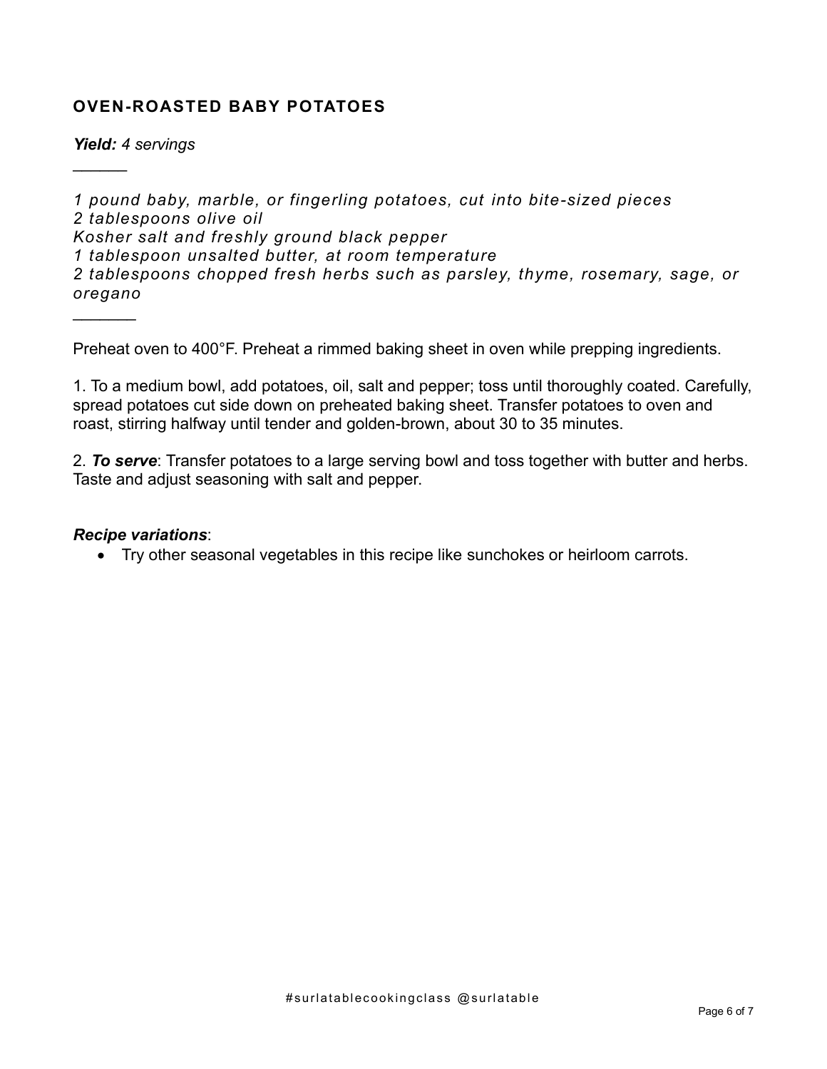## OVEN-ROASTED BABY POTATOES

***Yield:*** *4 servings*

______

*1 pound baby, marble, or fingerling potatoes, cut into bite-sized pieces*
*2 tablespoons olive oil*
*Kosher salt and freshly ground black pepper*
*1 tablespoon unsalted butter, at room temperature*
*2 tablespoons chopped fresh herbs such as parsley, thyme, rosemary, sage, or oregano*

_______

Preheat oven to 400°F. Preheat a rimmed baking sheet in oven while prepping ingredients.

1. To a medium bowl, add potatoes, oil, salt and pepper; toss until thoroughly coated. Carefully, spread potatoes cut side down on preheated baking sheet. Transfer potatoes to oven and roast, stirring halfway until tender and golden-brown, about 30 to 35 minutes.

2. ***To serve***: Transfer potatoes to a large serving bowl and toss together with butter and herbs. Taste and adjust seasoning with salt and pepper.

***Recipe variations***:

- Try other seasonal vegetables in this recipe like sunchokes or heirloom carrots.

#surlatablecookingclass @surlatable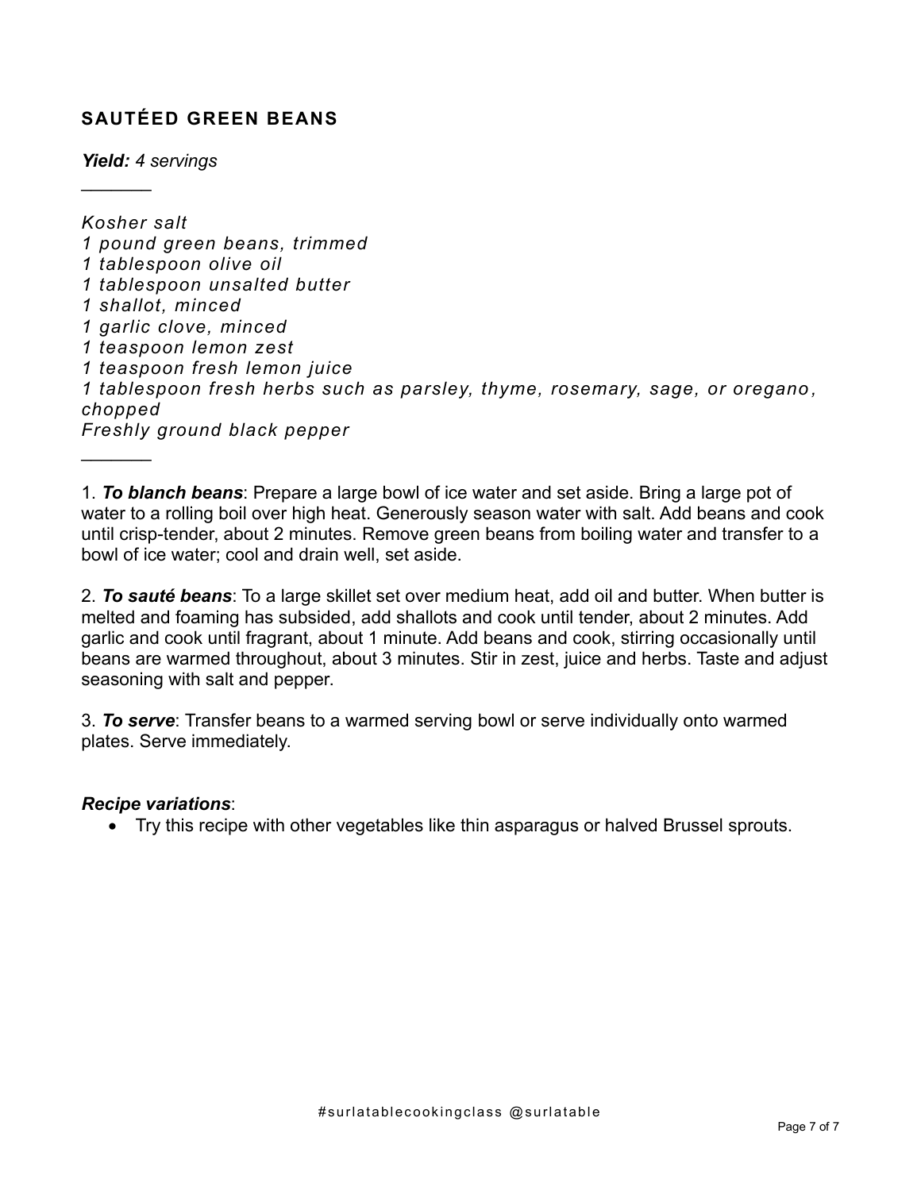## SAUTÉED GREEN BEANS

***Yield:*** *4 servings*

---

*Kosher salt*
*1 pound green beans, trimmed*
*1 tablespoon olive oil*
*1 tablespoon unsalted butter*
*1 shallot, minced*
*1 garlic clove, minced*
*1 teaspoon lemon zest*
*1 teaspoon fresh lemon juice*
*1 tablespoon fresh herbs such as parsley, thyme, rosemary, sage, or oregano, chopped*
*Freshly ground black pepper*

---

1. ***To blanch beans***: Prepare a large bowl of ice water and set aside. Bring a large pot of water to a rolling boil over high heat. Generously season water with salt. Add beans and cook until crisp-tender, about 2 minutes. Remove green beans from boiling water and transfer to a bowl of ice water; cool and drain well, set aside.

2. ***To sauté beans***: To a large skillet set over medium heat, add oil and butter. When butter is melted and foaming has subsided, add shallots and cook until tender, about 2 minutes. Add garlic and cook until fragrant, about 1 minute. Add beans and cook, stirring occasionally until beans are warmed throughout, about 3 minutes. Stir in zest, juice and herbs. Taste and adjust seasoning with salt and pepper.

3. ***To serve***: Transfer beans to a warmed serving bowl or serve individually onto warmed plates. Serve immediately.

***Recipe variations***:

- Try this recipe with other vegetables like thin asparagus or halved Brussel sprouts.

#surlatablecookingclass @surlatable